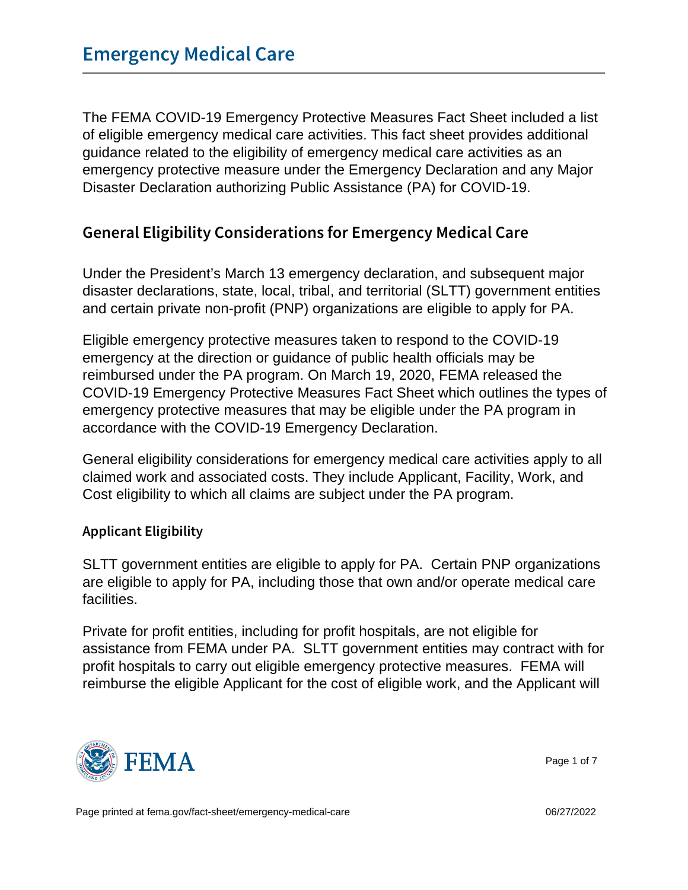# Emergency Medical Care

The FEMA COVID-19 Emergency Protective Measures Fact Sheet included a list of eligible emergency medical care activities. This fact sheet provides additional guidance related to the eligibility of emergency medical care activities as an emergency protective measure under the Emergency Declaration and any Major Disaster Declaration authorizing Public Assistance (PA) for COVID-19.

## General Eligibility Considerations for Emergency Medical Care

Under the President's March 13 emergency declaration, and subsequent major disaster declarations, state, local, tribal, and territorial (SLTT) government entities and certain private non-profit (PNP) organizations are eligible to apply for PA.

Eligible emergency protective measures taken to respond to the COVID-19 emergency at the direction or guidance of public health officials may be reimbursed under the PA program. On March 19, 2020, FEMA released the COVID-19 Emergency Protective Measures Fact Sheet which outlines the types of emergency protective measures that may be eligible under the PA program in accordance with the COVID-19 Emergency Declaration.

General eligibility considerations for emergency medical care activities apply to all claimed work and associated costs. They include Applicant, Facility, Work, and Cost eligibility to which all claims are subject under the PA program.

### Applicant Eligibility

SLTT government entities are eligible to apply for PA. Certain PNP organizations are eligible to apply for PA, including those that own and/or operate medical care facilities.

Private for profit entities, including for profit hospitals, are not eligible for assistance from FEMA under PA. SLTT government entities may contract with for profit hospitals to carry out eligible emergency protective measures. FEMA will reimburse the eligible Applicant for the cost of eligible work, and the Applicant will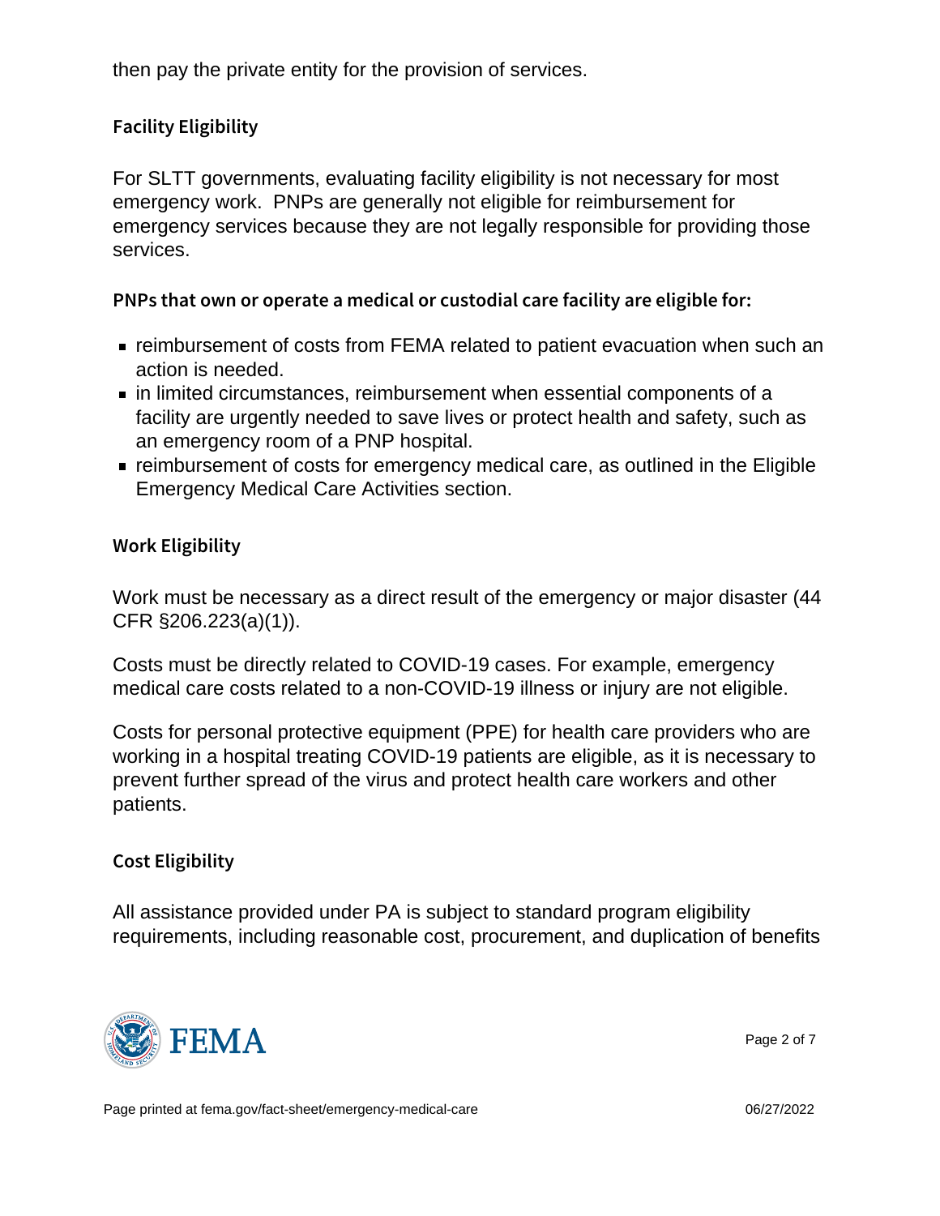then pay the private entity for the provision of services.

## Facility Eligibility

For SLTT governments, evaluating facility eligibility is not necessary for most emergency work. PNPs are generally not eligible for reimbursement for emergency services because they are not legally responsible for providing those services.

### PNPs that own or operate a medical or custodial care facility are eligible for:

- reimbursement of costs from FEMA related to patient evacuation when such an action is needed.
- in limited circumstances, reimbursement when essential components of a facility are urgently needed to save lives or protect health and safety, such as an emergency room of a PNP hospital.
- reimbursement of costs for emergency medical care, as outlined in the Eligible Emergency Medical Care Activities section.

## Work Eligibility

Work must be necessary as a direct result of the emergency or major disaster (44 CFR §206.223(a)(1)).

Costs must be directly related to COVID-19 cases. For example, emergency medical care costs related to a non-COVID-19 illness or injury are not eligible.

Costs for personal protective equipment (PPE) for health care providers who are working in a hospital treating COVID-19 patients are eligible, as it is necessary to prevent further spread of the virus and protect health care workers and other patients.

## Cost Eligibility

All assistance provided under PA is subject to standard program eligibility requirements, including reasonable cost, procurement, and duplication of benefits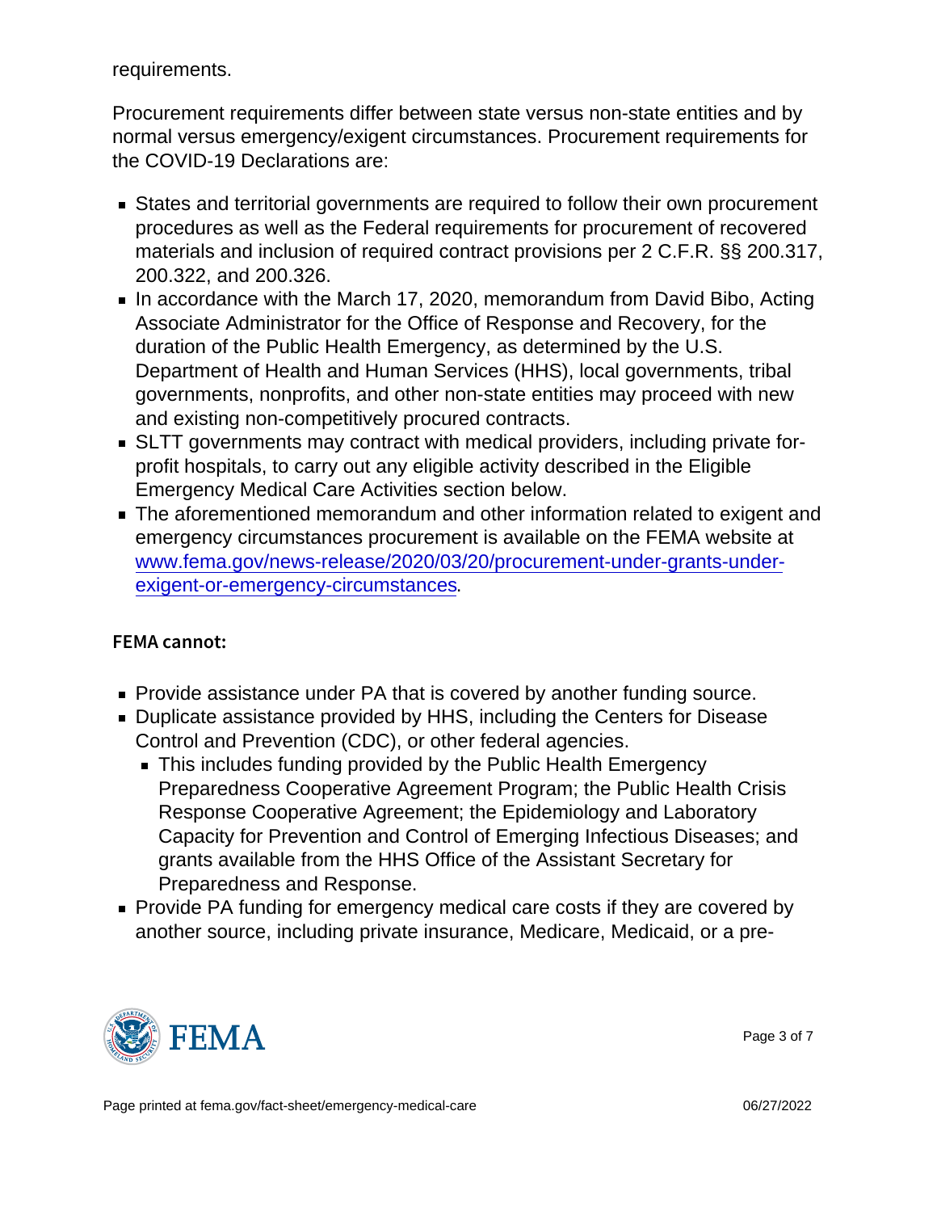requirements.

Procurement requirements differ between state versus non-state entities and by normal versus emergency/exigent circumstances. Procurement requirements for the COVID-19 Declarations are:

- States and territorial governments are required to follow their own procurement procedures as well as the Federal requirements for procurement of recovered materials and inclusion of required contract provisions per 2 C.F.R. §§ 200.317, 200.322, and 200.326.
- In accordance with the March 17, 2020, memorandum from David Bibo, Acting Associate Administrator for the Office of Response and Recovery, for the duration of the Public Health Emergency, as determined by the U.S. Department of Health and Human Services (HHS), local governments, tribal governments, nonprofits, and other non-state entities may proceed with new and existing non-competitively procured contracts.
- SLTT governments may contract with medical providers, including private for-profit hospitals, to carry out any eligible activity described in the Eligible Emergency Medical Care Activities section below.
- The aforementioned memorandum and other information related to exigent and emergency circumstances procurement is available on the FEMA website at [www.fema.gov/news-release/2020/03/20/procurement-under-grants-under-exigent-or-emergency-circumstances](www.fema.gov/news-release/2020/03/20/procurement-under-grants-under-exigent-or-emergency-circumstances).

**FEMA cannot:**

- Provide assistance under PA that is covered by another funding source.
- Duplicate assistance provided by HHS, including the Centers for Disease Control and Prevention (CDC), or other federal agencies.
  - This includes funding provided by the Public Health Emergency Preparedness Cooperative Agreement Program; the Public Health Crisis Response Cooperative Agreement; the Epidemiology and Laboratory Capacity for Prevention and Control of Emerging Infectious Diseases; and grants available from the HHS Office of the Assistant Secretary for Preparedness and Response.
- Provide PA funding for emergency medical care costs if they are covered by another source, including private insurance, Medicare, Medicaid, or a pre-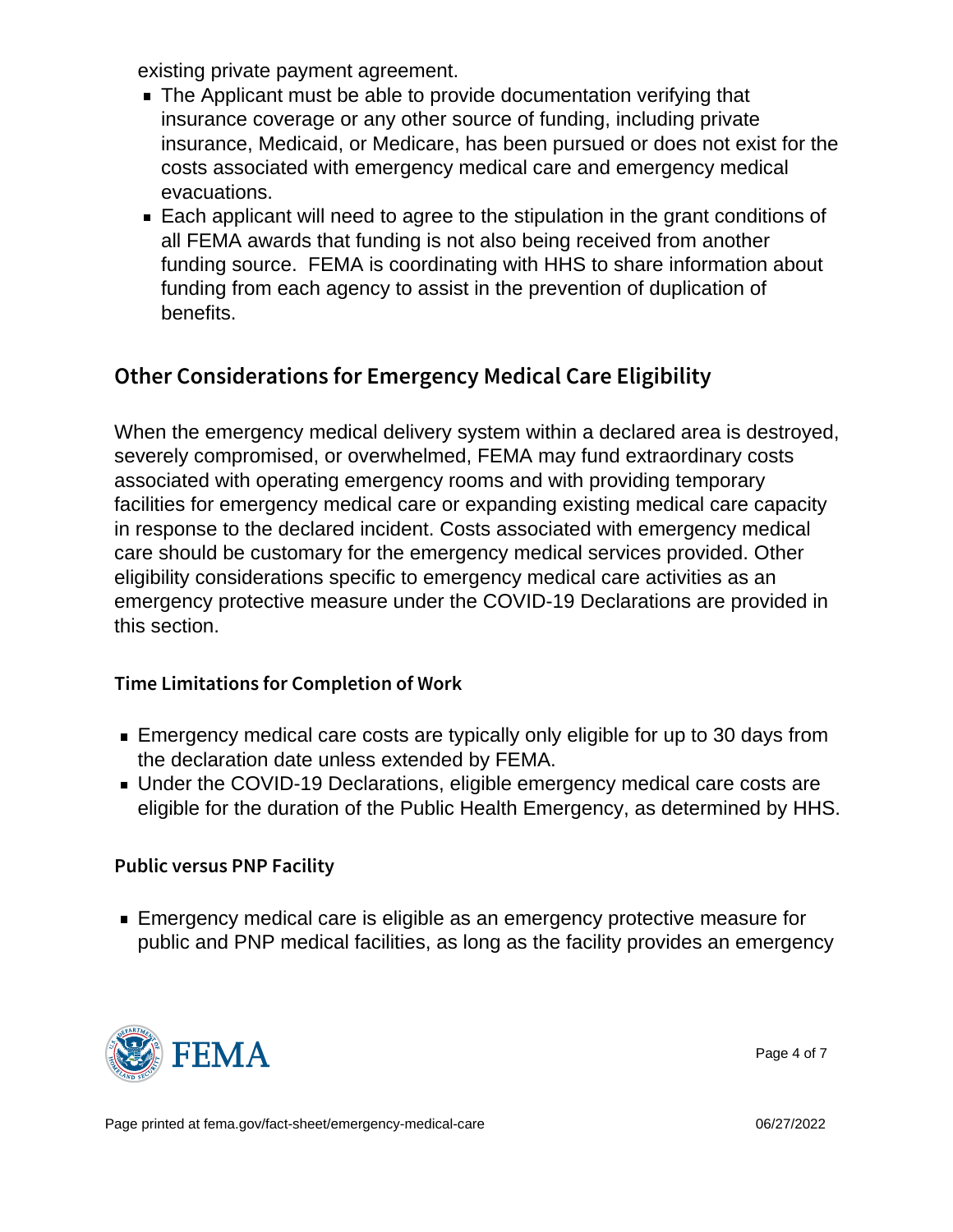existing private payment agreement.

- The Applicant must be able to provide documentation verifying that insurance coverage or any other source of funding, including private insurance, Medicaid, or Medicare, has been pursued or does not exist for the costs associated with emergency medical care and emergency medical evacuations.
- Each applicant will need to agree to the stipulation in the grant conditions of all FEMA awards that funding is not also being received from another funding source. FEMA is coordinating with HHS to share information about funding from each agency to assist in the prevention of duplication of benefits.

## Other Considerations for Emergency Medical Care Eligibility

When the emergency medical delivery system within a declared area is destroyed, severely compromised, or overwhelmed, FEMA may fund extraordinary costs associated with operating emergency rooms and with providing temporary facilities for emergency medical care or expanding existing medical care capacity in response to the declared incident. Costs associated with emergency medical care should be customary for the emergency medical services provided. Other eligibility considerations specific to emergency medical care activities as an emergency protective measure under the COVID-19 Declarations are provided in this section.

### Time Limitations for Completion of Work

- Emergency medical care costs are typically only eligible for up to 30 days from the declaration date unless extended by FEMA.
- Under the COVID-19 Declarations, eligible emergency medical care costs are eligible for the duration of the Public Health Emergency, as determined by HHS.

### Public versus PNP Facility

- Emergency medical care is eligible as an emergency protective measure for public and PNP medical facilities, as long as the facility provides an emergency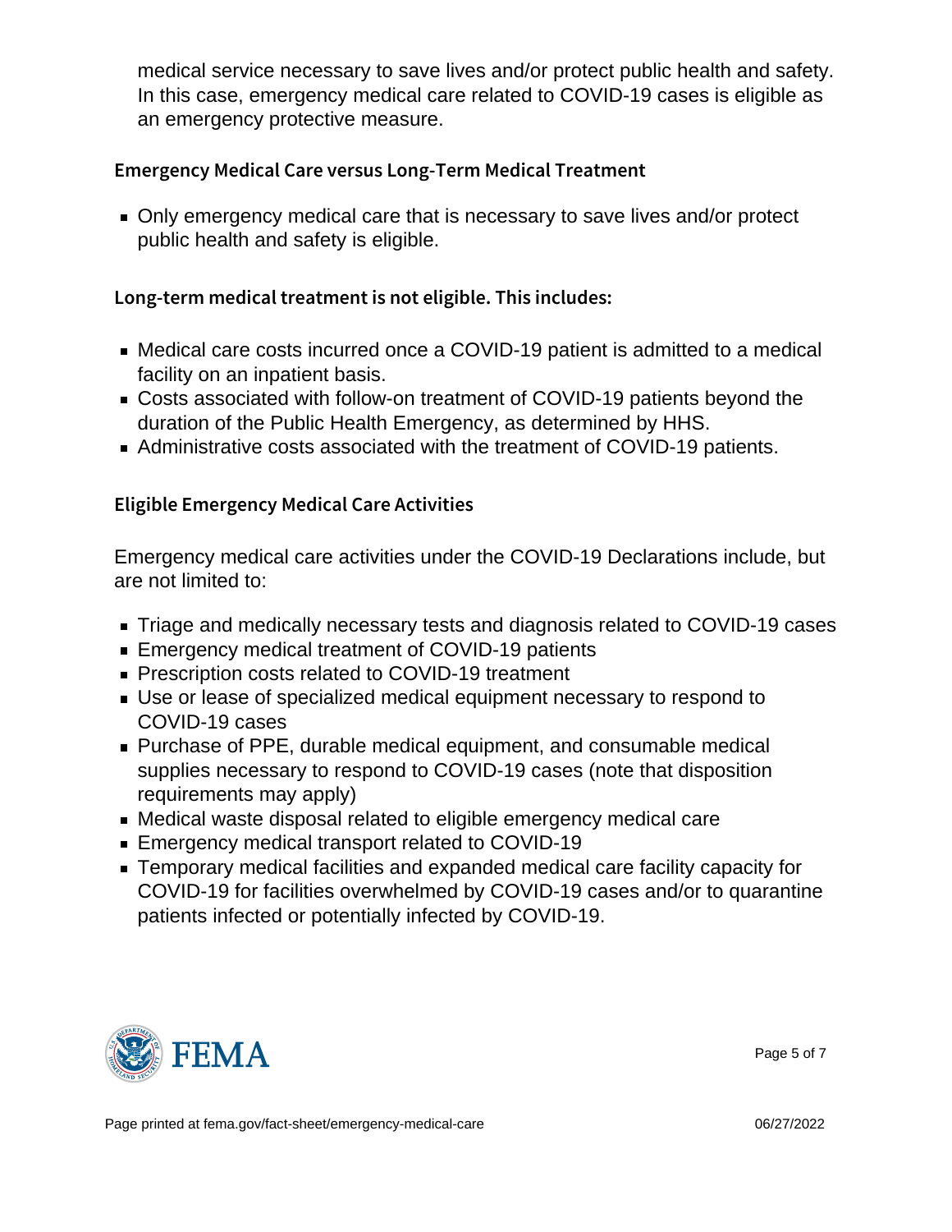medical service necessary to save lives and/or protect public health and safety. In this case, emergency medical care related to COVID-19 cases is eligible as an emergency protective measure.

### Emergency Medical Care versus Long-Term Medical Treatment

- Only emergency medical care that is necessary to save lives and/or protect public health and safety is eligible.

### Long-term medical treatment is not eligible. This includes:

- Medical care costs incurred once a COVID-19 patient is admitted to a medical facility on an inpatient basis.
- Costs associated with follow-on treatment of COVID-19 patients beyond the duration of the Public Health Emergency, as determined by HHS.
- Administrative costs associated with the treatment of COVID-19 patients.

### Eligible Emergency Medical Care Activities

Emergency medical care activities under the COVID-19 Declarations include, but are not limited to:

- Triage and medically necessary tests and diagnosis related to COVID-19 cases
- Emergency medical treatment of COVID-19 patients
- Prescription costs related to COVID-19 treatment
- Use or lease of specialized medical equipment necessary to respond to COVID-19 cases
- Purchase of PPE, durable medical equipment, and consumable medical supplies necessary to respond to COVID-19 cases (note that disposition requirements may apply)
- Medical waste disposal related to eligible emergency medical care
- Emergency medical transport related to COVID-19
- Temporary medical facilities and expanded medical care facility capacity for COVID-19 for facilities overwhelmed by COVID-19 cases and/or to quarantine patients infected or potentially infected by COVID-19.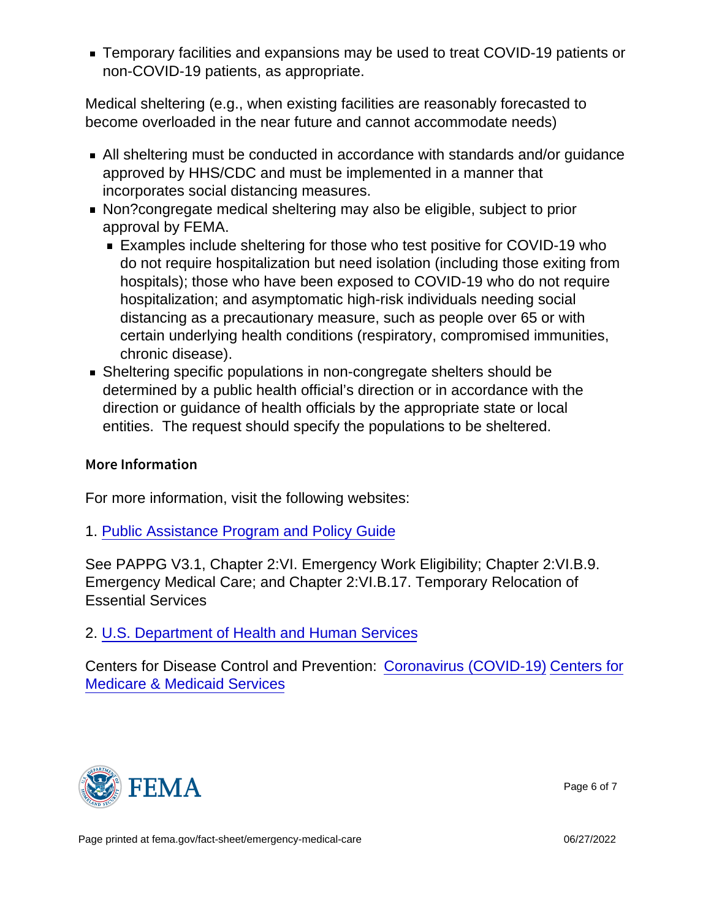- Temporary facilities and expansions may be used to treat COVID-19 patients or non-COVID-19 patients, as appropriate.

Medical sheltering (e.g., when existing facilities are reasonably forecasted to become overloaded in the near future and cannot accommodate needs)

- All sheltering must be conducted in accordance with standards and/or guidance approved by HHS/CDC and must be implemented in a manner that incorporates social distancing measures.
- Non?congregate medical sheltering may also be eligible, subject to prior approval by FEMA.
  - Examples include sheltering for those who test positive for COVID-19 who do not require hospitalization but need isolation (including those exiting from hospitals); those who have been exposed to COVID-19 who do not require hospitalization; and asymptomatic high-risk individuals needing social distancing as a precautionary measure, such as people over 65 or with certain underlying health conditions (respiratory, compromised immunities, chronic disease).
- Sheltering specific populations in non-congregate shelters should be determined by a public health official's direction or in accordance with the direction or guidance of health officials by the appropriate state or local entities. The request should specify the populations to be sheltered.

## More Information

For more information, visit the following websites:

1. Public Assistance Program and Policy Guide

See PAPPG V3.1, Chapter 2:VI. Emergency Work Eligibility; Chapter 2:VI.B.9. Emergency Medical Care; and Chapter 2:VI.B.17. Temporary Relocation of Essential Services

2. U.S. Department of Health and Human Services

Centers for Disease Control and Prevention: Coronavirus (COVID-19) Centers for Medicare & Medicaid Services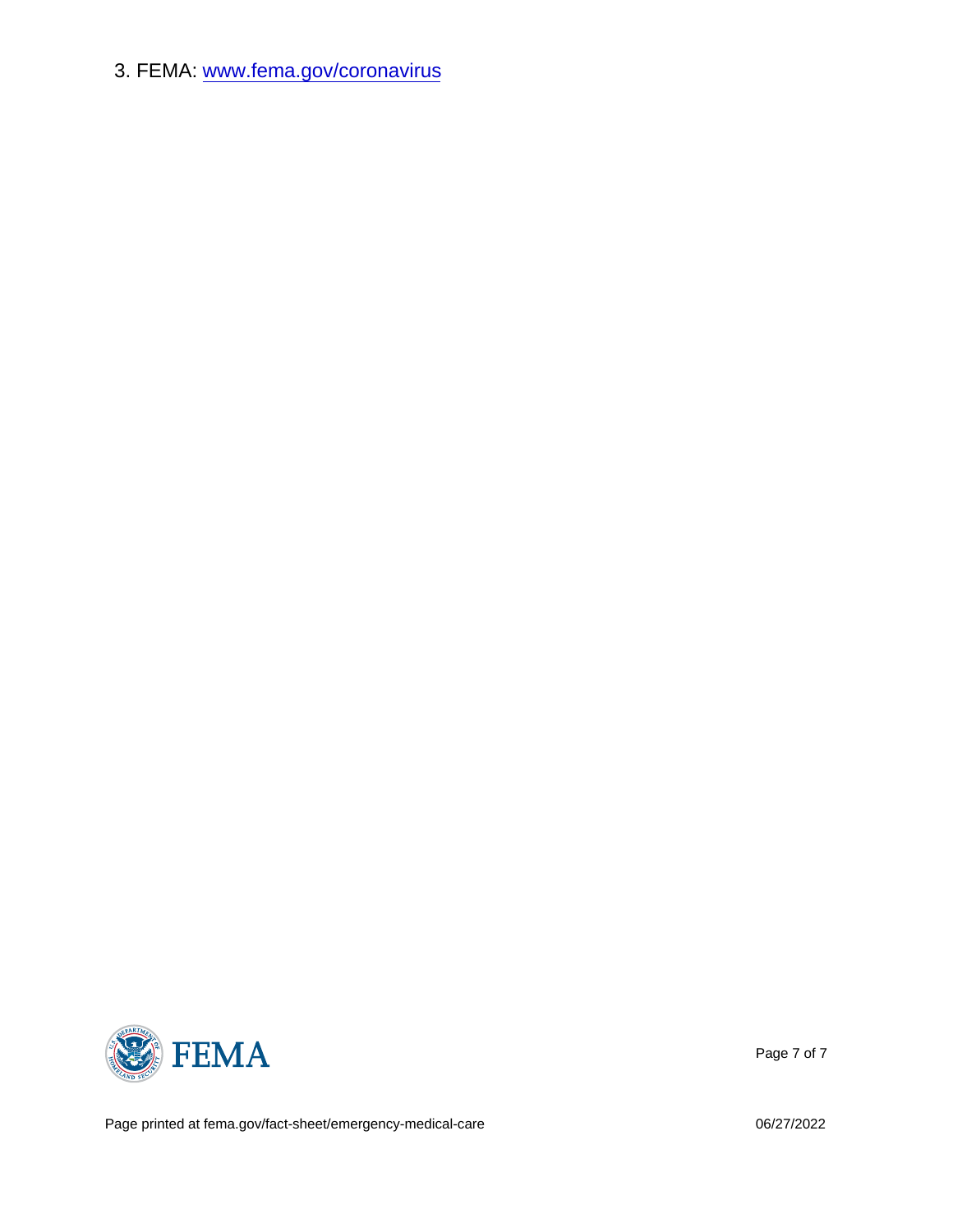3. FEMA: [www.fema.gov/coronavirus](http://www.fema.gov/coronavirus)